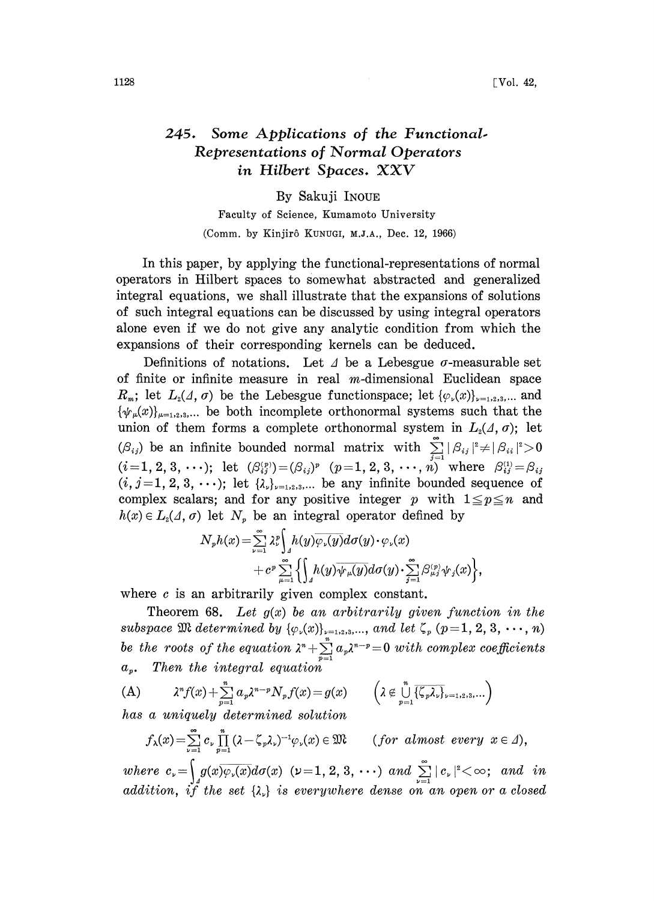# 245. Some Applications of the Functional-Representations of Normal Operators in Hilbert Spaces. XXV

By Sakuji INOUE

Faculty of Science, Kumamoto University

(Comm. by Kinjirô KUNUGI, M.J.A., Dec. 12, 1966)

In this paper, by applying the functional-representations of normal operators in Hilbert spaces to somewhat abstracted and generalized integral equations, we shall illustrate that the expansions of solutions of such integral equations can be discussed by using integral operators alone even if we do not give any analytic condition from which the expansions of their corresponding kernels can be deduced.

Definitions of notations. Let $\varDelta$ be a Lebesgue $\sigma$-measurable set of finite or infinite measure in real $m$-dimensional Euclidean space $R_m$; let $L_2(\varDelta, \sigma)$ be the Lebesgue functionspace; let $\{\varphi_\nu(x)\}_{\nu=1,2,3,\dots}$ and $\{\psi_\mu(x)\}_{\mu=1,2,3,\dots}$ be both incomplete orthonormal systems such that the union of them forms a complete orthonormal system in $L_2(\varDelta, \sigma)$; let $(\beta_{ij})$ be an infinite bounded normal matrix with $\sum_{j=1}^{\infty}|\beta_{ij}|^2 \neq |\beta_{ii}|^2 > 0$ $(i=1, 2, 3, \cdots)$; let $(\beta_{ij}^{(p)}) = (\beta_{ij})^p$ $(p=1, 2, 3, \cdots, n)$ where $\beta_{ij}^{(1)} = \beta_{ij}$ $(i, j=1, 2, 3, \cdots)$; let $\{\lambda_\nu\}_{\nu=1,2,3,\dots}$ be any infinite bounded sequence of complex scalars; and for any positive integer $p$ with $1 \leqq p \leqq n$ and $h(x) \in L_2(\varDelta, \sigma)$ let $N_p$ be an integral operator defined by

$$N_p h(x) = \sum_{\nu=1}^{\infty} \lambda_\nu^p \int_{\varDelta} h(y)\overline{\varphi_\nu(y)} d\sigma(y) \cdot \varphi_\nu(x) + c^p \sum_{\mu=1}^{\infty} \left\{ \int_{\varDelta} h(y)\overline{\psi_\mu(y)} d\sigma(y) \cdot \sum_{j=1}^{\infty} \beta_{\mu j}^{(p)} \psi_j(x) \right\},$$

where $c$ is an arbitrarily given complex constant.

**Theorem 68.** *Let $g(x)$ be an arbitrarily given function in the subspace $\mathfrak{M}$ determined by $\{\varphi_\nu(x)\}_{\nu=1,2,3,\dots}$, and let $\zeta_p$ $(p=1, 2, 3, \cdots, n)$ be the roots of the equation $\lambda^n + \sum_{p=1}^{n} a_p \lambda^{n-p} = 0$ with complex coefficients $a_p$. Then the integral equation*

$$\text{(A)} \qquad \lambda^n f(x) + \sum_{p=1}^{n} a_p \lambda^{n-p} N_p f(x) = g(x) \qquad \left( \lambda \notin \bigcup_{p=1}^{n} \overline{\{\zeta_p \lambda_\nu\}_{\nu=1,2,3,\dots}} \right)$$

*has a uniquely determined solution*

$$f_\lambda(x) = \sum_{\nu=1}^{\infty} c_\nu \prod_{p=1}^{n} (\lambda - \zeta_p \lambda_\nu)^{-1} \varphi_\nu(x) \in \mathfrak{M} \qquad (\textit{for almost every } x \in \varDelta),$$

*where $c_\nu = \int_{\varDelta} g(x)\overline{\varphi_\nu(x)} d\sigma(x)$ $(\nu=1, 2, 3, \cdots)$ and $\sum_{\nu=1}^{\infty} |c_\nu|^2 < \infty$; and in addition, if the set $\{\lambda_\nu\}$ is everywhere dense on an open or a closed*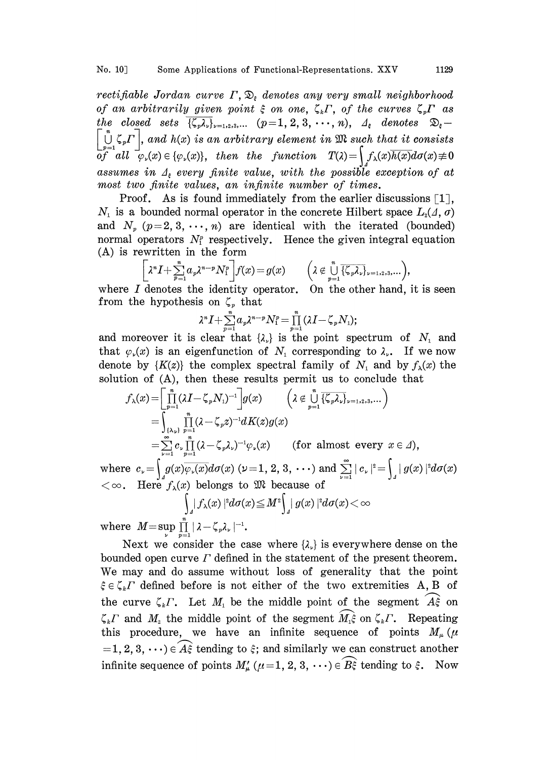*rectifiable Jordan curve $\Gamma$, $\mathfrak{D}_\xi$ denotes any very small neighborhood of an arbitrarily given point $\xi$ on one, $\zeta_k\Gamma$, of the curves $\zeta_p\Gamma$ as the closed sets $\overline{\{\zeta_p\lambda_\nu\}}_{\nu=1,2,3,\dots}$ $(p=1,2,3,\cdots,n)$, $\Delta_\xi$ denotes $\mathfrak{D}_\xi - \left[\bigcup_{p=1}^{n}\zeta_p\Gamma\right]$, and $h(x)$ is an arbitrary element in $\mathfrak{M}$ such that it consists of all $\varphi_\nu(x)\in\{\varphi_\nu(x)\}$, then the function $T(\lambda)=\int_\Delta f_\lambda(x)\overline{h(x)}d\sigma(x)\not\equiv 0$ assumes in $\Delta_\xi$ every finite value, with the possible exception of at most two finite values, an infinite number of times.*

Proof. As is found immediately from the earlier discussions [1], $N_1$ is a bounded normal operator in the concrete Hilbert space $L_2(\Delta,\sigma)$ and $N_p$ $(p=2,3,\cdots,n)$ are identical with the iterated (bounded) normal operators $N_1^p$ respectively. Hence the given integral equation (A) is rewritten in the form

$$\left[\lambda^n I+\sum_{p=1}^{n}a_p\lambda^{n-p}N_1^p\right]f(x)=g(x) \qquad \left(\lambda\notin\bigcup_{p=1}^{n}\overline{\{\zeta_p\lambda_\nu\}}_{\nu=1,2,3,\dots}\right),$$

where $I$ denotes the identity operator. On the other hand, it is seen from the hypothesis on $\zeta_p$ that

$$\lambda^n I+\sum_{p=1}^{n}a_p\lambda^{n-p}N_1^p=\prod_{p=1}^{n}(\lambda I-\zeta_p N_1);$$

and moreover it is clear that $\{\lambda_\nu\}$ is the point spectrum of $N_1$ and that $\varphi_\nu(x)$ is an eigenfunction of $N_1$ corresponding to $\lambda_\nu$. If we now denote by $\{K(z)\}$ the complex spectral family of $N_1$ and by $f_\lambda(x)$ the solution of (A), then these results permit us to conclude that

$$\begin{aligned}
f_\lambda(x)&=\left[\prod_{p=1}^{n}(\lambda I-\zeta_p N_1)^{-1}\right]g(x) \qquad \left(\lambda\notin\bigcup_{p=1}^{n}\overline{\{\zeta_p\lambda_\nu\}}_{\nu=1,2,3,\dots}\right)\\
&=\int_{\{\lambda_\nu\}}\prod_{p=1}^{n}(\lambda-\zeta_p z)^{-1}dK(z)g(x)\\
&=\sum_{\nu=1}^{\infty}c_\nu\prod_{p=1}^{n}(\lambda-\zeta_p\lambda_\nu)^{-1}\varphi_\nu(x) \qquad \text{(for almost every } x\in\Delta),
\end{aligned}$$

where $c_\nu=\int_\Delta g(x)\overline{\varphi_\nu(x)}d\sigma(x)$ $(\nu=1,2,3,\cdots)$ and $\sum_{\nu=1}^{\infty}|c_\nu|^2=\int_\Delta|g(x)|^2d\sigma(x)<\infty$. Here $f_\lambda(x)$ belongs to $\mathfrak{M}$ because of

$$\int_\Delta|f_\lambda(x)|^2d\sigma(x)\leq M^2\int_\Delta|g(x)|^2d\sigma(x)<\infty$$

where $M=\sup_\nu\prod_{p=1}^{n}|\lambda-\zeta_p\lambda_\nu|^{-1}$.

Next we consider the case where $\{\lambda_\nu\}$ is everywhere dense on the bounded open curve $\Gamma$ defined in the statement of the present theorem. We may and do assume without loss of generality that the point $\xi\in\zeta_k\Gamma$ defined before is not either of the two extremities A, B of the curve $\zeta_k\Gamma$. Let $M_1$ be the middle point of the segment $\widehat{A\xi}$ on $\zeta_k\Gamma$ and $M_2$ the middle point of the segment $\widehat{M_1\xi}$ on $\zeta_k\Gamma$. Repeating this procedure, we have an infinite sequence of points $M_\mu$ $(\mu=1,2,3,\cdots)\in\widehat{A\xi}$ tending to $\xi$; and similarly we can construct another infinite sequence of points $M'_\mu$ $(\mu=1,2,3,\cdots)\in\widehat{B\xi}$ tending to $\xi$. Now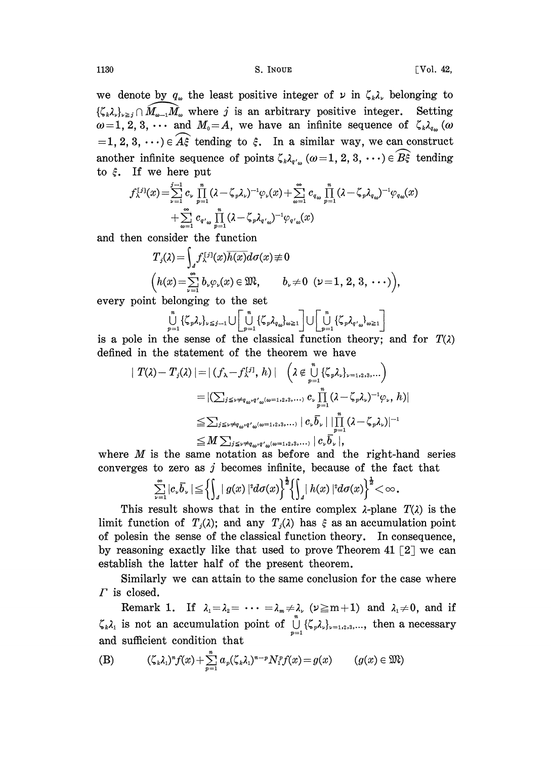we denote by $q_\omega$ the least positive integer of $\nu$ in $\zeta_k\lambda_\nu$ belonging to $\{\zeta_k\lambda_\nu\}_{\nu\geq j}\cap\widehat{M_{\omega-1}M_\omega}$ where $j$ is an arbitrary positive integer. Setting $\omega=1,2,3,\cdots$ and $M_0=A$, we have an infinite sequence of $\zeta_k\lambda_{q_\omega}$ $(\omega=1,2,3,\cdots)\in\widehat{A\xi}$ tending to $\xi$. In a similar way, we can construct another infinite sequence of points $\zeta_k\lambda_{q'_\omega}$ $(\omega=1,2,3,\cdots)\in\widehat{B\xi}$ tending to $\xi$. If we here put

$$f_\lambda^{[j]}(x)=\sum_{\nu=1}^{j-1}c_\nu\prod_{p=1}^{n}(\lambda-\zeta_p\lambda_\nu)^{-1}\varphi_\nu(x)+\sum_{\omega=1}^{\infty}c_{q_\omega}\prod_{p=1}^{n}(\lambda-\zeta_p\lambda_{q_\omega})^{-1}\varphi_{q_\omega}(x)$$
$$+\sum_{\omega=1}^{\infty}c_{q'_\omega}\prod_{p=1}^{n}(\lambda-\zeta_p\lambda_{q'_\omega})^{-1}\varphi_{q'_\omega}(x)$$

and then consider the function

$$T_j(\lambda)=\int_\Delta f_\lambda^{[j]}(x)\overline{h(x)}d\sigma(x)\not\equiv 0$$
$$\left(h(x)=\sum_{\nu=1}^{\infty}b_\nu\varphi_\nu(x)\in\mathfrak{M},\qquad b_\nu\neq 0\ (\nu=1,2,3,\cdots)\right),$$

every point belonging to the set

$$\bigcup_{p=1}^{n}\{\zeta_p\lambda_\nu\}_{\nu\leq j-1}\cup\left[\bigcup_{p=1}^{n}\{\zeta_p\lambda_{q_\omega}\}_{\omega\geq 1}\right]\cup\left[\bigcup_{p=1}^{n}\{\zeta_p\lambda_{q'_\omega}\}_{\omega\geq 1}\right]$$

is a pole in the sense of the classical function theory; and for $T(\lambda)$ defined in the statement of the theorem we have

$$|T(\lambda)-T_j(\lambda)|=|(f_\lambda-f_\lambda^{[j]},h)|\quad\left(\lambda\notin\bigcup_{p=1}^{n}\{\zeta_p\lambda_\nu\}_{\nu=1,2,3,\dots}\right)$$
$$=|(\textstyle\sum_{j\leq\nu\neq q_\omega,q'_\omega(\omega=1,2,3,\dots)}c_\nu\prod_{p=1}^{n}(\lambda-\zeta_p\lambda_\nu)^{-1}\varphi_\nu,h)|$$
$$\leq\textstyle\sum_{j\leq\nu\neq q_\omega,q'_\omega(\omega=1,2,3,\dots)}|c_\nu\bar{b}_\nu|\,|\prod_{p=1}^{n}(\lambda-\zeta_p\lambda_\nu)|^{-1}$$
$$\leq M\textstyle\sum_{j\leq\nu\neq q_\omega,q'_\omega(\omega=1,2,3,\dots)}|c_\nu\bar{b}_\nu|,$$

where $M$ is the same notation as before and the right-hand series converges to zero as $j$ becomes infinite, because of the fact that

$$\sum_{\nu=1}^{\infty}|c_\nu\bar{b}_\nu|\leq\left\{\int_\Delta|g(x)|^2d\sigma(x)\right\}^{\frac{1}{2}}\left\{\int_\Delta|h(x)|^2d\sigma(x)\right\}^{\frac{1}{2}}<\infty.$$

This result shows that in the entire complex $\lambda$-plane $T(\lambda)$ is the limit function of $T_j(\lambda)$; and any $T_j(\lambda)$ has $\xi$ as an accumulation point of polesin the sense of the classical function theory. In consequence, by reasoning exactly like that used to prove Theorem 41 [2] we can establish the latter half of the present theorem.

Similarly we can attain to the same conclusion for the case where $\Gamma$ is closed.

Remark 1. If $\lambda_1=\lambda_2=\cdots=\lambda_m\neq\lambda_\nu$ $(\nu\geq m+1)$ and $\lambda_1\neq 0$, and if $\zeta_k\lambda_1$ is not an accumulation point of $\bigcup_{p=1}^{n}\{\zeta_p\lambda_\nu\}_{\nu=1,2,3,\dots}$, then a necessary and sufficient condition that

$$\text{(B)}\qquad(\zeta_k\lambda_1)^n f(x)+\sum_{p=1}^{n}a_p(\zeta_k\lambda_1)^{n-p}N_1^p f(x)=g(x)\qquad(g(x)\in\mathfrak{M})$$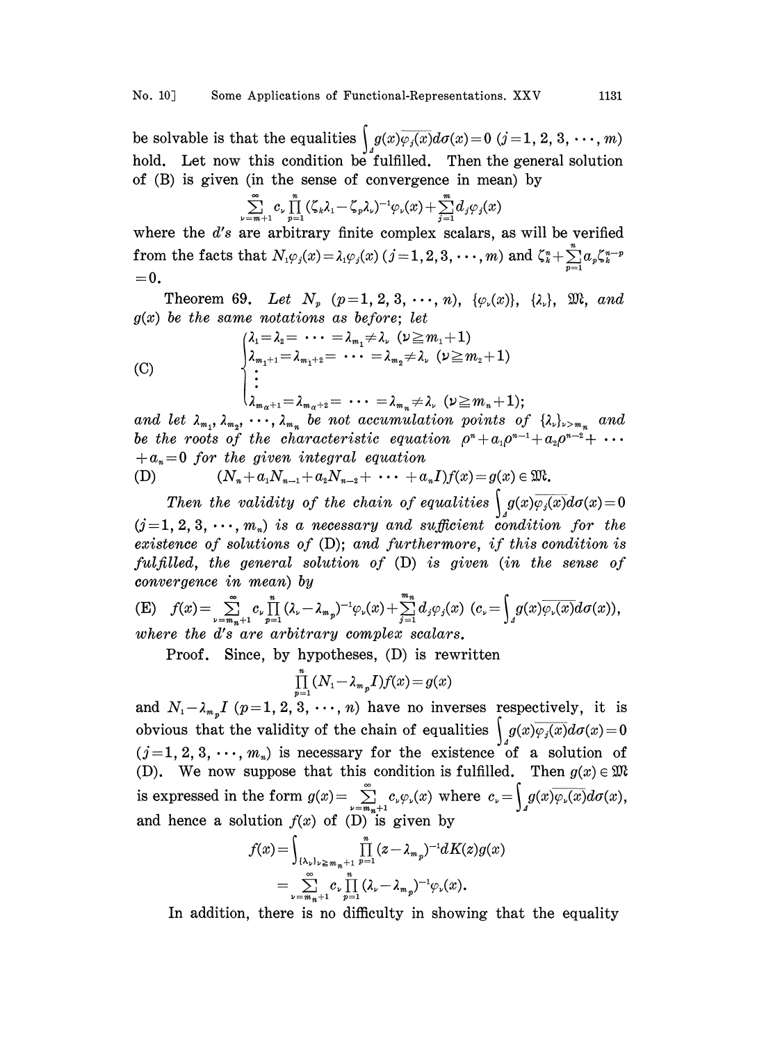be solvable is that the equalities $\int_{\Delta} g(x)\overline{\varphi_j(x)}d\sigma(x)=0$ $(j=1, 2, 3, \cdots, m)$ hold. Let now this condition be fulfilled. Then the general solution of (B) is given (in the sense of convergence in mean) by

$$\sum_{\nu=m+1}^{\infty} c_\nu \prod_{p=1}^{n} (\zeta_k \lambda_1 - \zeta_p \lambda_\nu)^{-1} \varphi_\nu(x) + \sum_{j=1}^{m} d_j \varphi_j(x)$$

where the $d$'s are arbitrary finite complex scalars, as will be verified from the facts that $N_1\varphi_j(x)=\lambda_1\varphi_j(x)$ $(j=1,2,3,\cdots,m)$ and $\zeta_k^n + \sum_{p=1}^{n} a_p \zeta_k^{n-p} = 0$.

**Theorem 69.** *Let $N_p$ $(p=1, 2, 3, \cdots, n)$, $\{\varphi_\nu(x)\}$, $\{\lambda_\nu\}$, $\mathfrak{M}$, and $g(x)$ be the same notations as before; let*

$$\text{(C)} \quad \begin{cases} \lambda_1 = \lambda_2 = \cdots = \lambda_{m_1} \neq \lambda_\nu \ (\nu \geqq m_1+1) \\ \lambda_{m_1+1} = \lambda_{m_1+2} = \cdots = \lambda_{m_2} \neq \lambda_\nu \ (\nu \geqq m_2+1) \\ \vdots \\ \lambda_{m_\alpha+1} = \lambda_{m_\alpha+2} = \cdots = \lambda_{m_n} \neq \lambda_\nu \ (\nu \geqq m_n+1); \end{cases}$$

*and let $\lambda_{m_1}, \lambda_{m_2}, \cdots, \lambda_{m_n}$ be not accumulation points of $\{\lambda_\nu\}_{\nu > m_n}$ and be the roots of the characteristic equation $\rho^n + a_1\rho^{n-1} + a_2\rho^{n-2} + \cdots + a_n = 0$ for the given integral equation*

$$\text{(D)} \qquad (N_n + a_1 N_{n-1} + a_2 N_{n-2} + \cdots + a_n I) f(x) = g(x) \in \mathfrak{M}.$$

*Then the validity of the chain of equalities $\int_{\Delta} g(x)\overline{\varphi_j(x)}d\sigma(x)=0$ $(j=1, 2, 3, \cdots, m_n)$ is a necessary and sufficient condition for the existence of solutions of* (D); *and furthermore, if this condition is fulfilled, the general solution of* (D) *is given (in the sense of convergence in mean) by*

$$\text{(E)} \quad f(x) = \sum_{\nu=m_n+1}^{\infty} c_\nu \prod_{p=1}^{n} (\lambda_\nu - \lambda_{m_p})^{-1} \varphi_\nu(x) + \sum_{j=1}^{m_n} d_j \varphi_j(x) \quad \left(c_\nu = \int_{\Delta} g(x)\overline{\varphi_\nu(x)}d\sigma(x)\right),$$

*where the $d$'s are arbitrary complex scalars.*

*Proof.* Since, by hypotheses, (D) is rewritten

$$\prod_{p=1}^{n} (N_1 - \lambda_{m_p} I) f(x) = g(x)$$

and $N_1 - \lambda_{m_p} I$ $(p=1, 2, 3, \cdots, n)$ have no inverses respectively, it is obvious that the validity of the chain of equalities $\int_{\Delta} g(x)\overline{\varphi_j(x)}d\sigma(x)=0$ $(j=1, 2, 3, \cdots, m_n)$ is necessary for the existence of a solution of (D). We now suppose that this condition is fulfilled. Then $g(x) \in \mathfrak{M}$ is expressed in the form $g(x) = \sum_{\nu=m_n+1}^{\infty} c_\nu \varphi_\nu(x)$ where $c_\nu = \int_{\Delta} g(x)\overline{\varphi_\nu(x)}d\sigma(x)$, and hence a solution $f(x)$ of (D) is given by

$$\begin{aligned} f(x) &= \int_{\{\lambda_\nu\}_{\nu \geqq m_n+1}} \prod_{p=1}^{n} (z - \lambda_{m_p})^{-1} dK(z) g(x) \\ &= \sum_{\nu=m_n+1}^{\infty} c_\nu \prod_{p=1}^{n} (\lambda_\nu - \lambda_{m_p})^{-1} \varphi_\nu(x). \end{aligned}$$

In addition, there is no difficulty in showing that the equality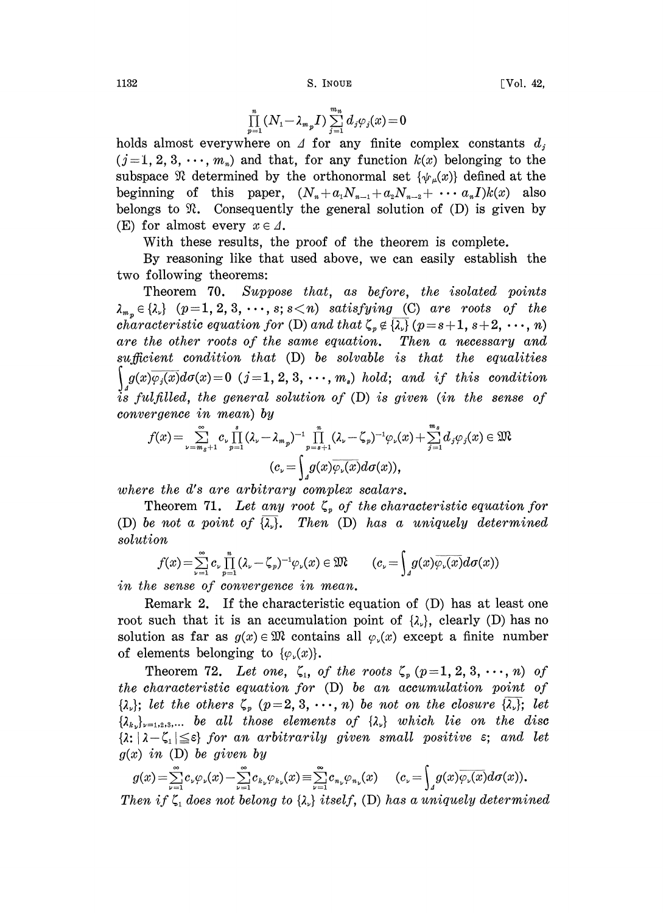$$\prod_{p=1}^{n}(N_1-\lambda_{m_p}I)\sum_{j=1}^{m_n} d_j\varphi_j(x)=0$$

holds almost everywhere on $\Delta$ for any finite complex constants $d_j$ $(j=1,2,3,\cdots,m_n)$ and that, for any function $k(x)$ belonging to the subspace $\mathfrak{N}$ determined by the orthonormal set $\{\psi_\mu(x)\}$ defined at the beginning of this paper, $(N_n+a_1N_{n-1}+a_2N_{n-2}+\cdots a_nI)k(x)$ also belongs to $\mathfrak{N}$. Consequently the general solution of (D) is given by (E) for almost every $x\in\Delta$.

With these results, the proof of the theorem is complete.

By reasoning like that used above, we can easily establish the two following theorems:

**Theorem 70.** *Suppose that, as before, the isolated points $\lambda_{m_p}\in\{\lambda_\nu\}$ $(p=1,2,3,\cdots,s;\ s<n)$ satisfying (C) are roots of the characteristic equation for (D) and that $\zeta_p\notin\overline{\{\lambda_\nu\}}$ $(p=s+1,s+2,\cdots,n)$ are the other roots of the same equation. Then a necessary and sufficient condition that (D) be solvable is that the equalities $\int_\Delta g(x)\overline{\varphi_j(x)}d\sigma(x)=0$ $(j=1,2,3,\cdots,m_s)$ hold; and if this condition is fulfilled, the general solution of (D) is given (in the sense of convergence in mean) by*

$$f(x)=\sum_{\nu=m_s+1}^{\infty} c_\nu\prod_{p=1}^{s}(\lambda_\nu-\lambda_{m_p})^{-1}\prod_{p=s+1}^{n}(\lambda_\nu-\zeta_p)^{-1}\varphi_\nu(x)+\sum_{j=1}^{m_s}d_j\varphi_j(x)\in\mathfrak{M}$$

$$\left(c_\nu=\int_\Delta g(x)\overline{\varphi_\nu(x)}d\sigma(x)\right),$$

*where the d's are arbitrary complex scalars.*

**Theorem 71.** *Let any root $\zeta_p$ of the characteristic equation for (D) be not a point of $\overline{\{\lambda_\nu\}}$. Then (D) has a uniquely determined solution*

$$f(x)=\sum_{\nu=1}^{\infty}c_\nu\prod_{p=1}^{n}(\lambda_\nu-\zeta_p)^{-1}\varphi_\nu(x)\in\mathfrak{M}\qquad \left(c_\nu=\int_\Delta g(x)\overline{\varphi_\nu(x)}d\sigma(x)\right)$$

*in the sense of convergence in mean.*

Remark 2. If the characteristic equation of (D) has at least one root such that it is an accumulation point of $\{\lambda_\nu\}$, clearly (D) has no solution as far as $g(x)\in\mathfrak{M}$ contains all $\varphi_\nu(x)$ except a finite number of elements belonging to $\{\varphi_\nu(x)\}$.

**Theorem 72.** *Let one, $\zeta_1$, of the roots $\zeta_p$ $(p=1,2,3,\cdots,n)$ of the characteristic equation for (D) be an accumulation point of $\{\lambda_\nu\}$; let the others $\zeta_p$ $(p=2,3,\cdots,n)$ be not on the closure $\overline{\{\lambda_\nu\}}$; let $\{\lambda_{k_\nu}\}_{\nu=1,2,3,\ldots}$ be all those elements of $\{\lambda_\nu\}$ which lie on the disc $\{\lambda:|\lambda-\zeta_1|\leqq\varepsilon\}$ for an arbitrarily given small positive $\varepsilon$; and let $g(x)$ in (D) be given by*

$$g(x)=\sum_{\nu=1}^{\infty}c_\nu\varphi_\nu(x)-\sum_{\nu=1}^{\infty}c_{k_\nu}\varphi_{k_\nu}(x)\equiv\sum_{\nu=1}^{\infty}c_{n_\nu}\varphi_{n_\nu}(x)\qquad \left(c_\nu=\int_\Delta g(x)\overline{\varphi_\nu(x)}d\sigma(x)\right).$$

*Then if $\zeta_1$ does not belong to $\{\lambda_\nu\}$ itself, (D) has a uniquely determined*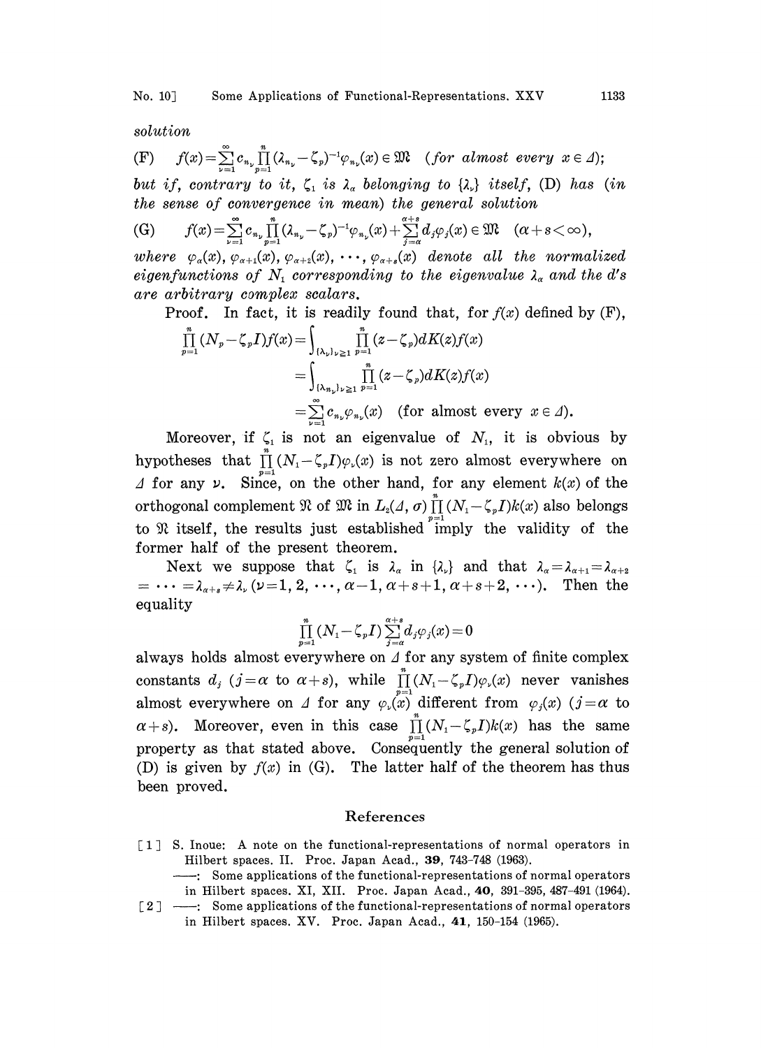*solution*

(F) $\quad f(x)=\sum_{\nu=1}^{\infty} c_{n_\nu} \prod_{p=1}^{n} (\lambda_{n_\nu}-\zeta_p)^{-1}\varphi_{n_\nu}(x) \in \mathfrak{M}$ *(for almost every* $x \in \Delta$*);*

*but if, contrary to it,* $\zeta_1$ *is* $\lambda_\alpha$ *belonging to* $\{\lambda_\nu\}$ *itself,* (D) *has (in the sense of convergence in mean) the general solution*

(G) $\quad f(x)=\sum_{\nu=1}^{\infty} c_{n_\nu} \prod_{p=1}^{n} (\lambda_{n_\nu}-\zeta_p)^{-1}\varphi_{n_\nu}(x)+\sum_{j=\alpha}^{\alpha+s} d_j\varphi_j(x) \in \mathfrak{M} \quad (\alpha+s<\infty),$

*where* $\varphi_\alpha(x), \varphi_{\alpha+1}(x), \varphi_{\alpha+2}(x), \cdots, \varphi_{\alpha+s}(x)$ *denote all the normalized eigenfunctions of* $N_1$ *corresponding to the eigenvalue* $\lambda_\alpha$ *and the* $d$*'s are arbitrary complex scalars.*

Proof. In fact, it is readily found that, for $f(x)$ defined by (F),

$$\begin{aligned}\prod_{p=1}^{n} (N_p-\zeta_p I)f(x) &= \int_{\{\lambda_\nu\}_{\nu\geqq 1}} \prod_{p=1}^{n} (z-\zeta_p)dK(z)f(x)\\ &= \int_{\{\lambda_{n_\nu}\}_{\nu\geqq 1}} \prod_{p=1}^{n} (z-\zeta_p)dK(z)f(x)\\ &= \sum_{\nu=1}^{\infty} c_{n_\nu}\varphi_{n_\nu}(x) \quad \text{(for almost every } x \in \Delta).\end{aligned}$$

Moreover, if $\zeta_1$ is not an eigenvalue of $N_1$, it is obvious by hypotheses that $\prod_{p=1}^{n} (N_1-\zeta_p I)\varphi_\nu(x)$ is not zero almost everywhere on $\Delta$ for any $\nu$. Since, on the other hand, for any element $k(x)$ of the orthogonal complement $\mathfrak{N}$ of $\mathfrak{M}$ in $L_2(\Delta, \sigma) \prod_{p=1}^{n} (N_1-\zeta_p I)k(x)$ also belongs to $\mathfrak{N}$ itself, the results just established imply the validity of the former half of the present theorem.

Next we suppose that $\zeta_1$ is $\lambda_\alpha$ in $\{\lambda_\nu\}$ and that $\lambda_\alpha=\lambda_{\alpha+1}=\lambda_{\alpha+2} = \cdots =\lambda_{\alpha+s}\neq\lambda_\nu$ $(\nu=1, 2, \cdots, \alpha-1, \alpha+s+1, \alpha+s+2, \cdots)$. Then the equality

$$\prod_{p=1}^{n} (N_1-\zeta_p I) \sum_{j=\alpha}^{\alpha+s} d_j\varphi_j(x)=0$$

always holds almost everywhere on $\Delta$ for any system of finite complex constants $d_j$ ($j=\alpha$ to $\alpha+s$), while $\prod_{p=1}^{n} (N_1-\zeta_p I)\varphi_\nu(x)$ never vanishes almost everywhere on $\Delta$ for any $\varphi_\nu(x)$ different from $\varphi_j(x)$ ($j=\alpha$ to $\alpha+s$). Moreover, even in this case $\prod_{p=1}^{n} (N_1-\zeta_p I)k(x)$ has the same property as that stated above. Consequently the general solution of (D) is given by $f(x)$ in (G). The latter half of the theorem has thus been proved.

## References

[1] S. Inoue: A note on the functional-representations of normal operators in Hilbert spaces. II. Proc. Japan Acad., **39**, 743-748 (1963).
——: Some applications of the functional-representations of normal operators in Hilbert spaces. XI, XII. Proc. Japan Acad., **40**, 391-395, 487-491 (1964).

[2] ——: Some applications of the functional-representations of normal operators in Hilbert spaces. XV. Proc. Japan Acad., **41**, 150-154 (1965).